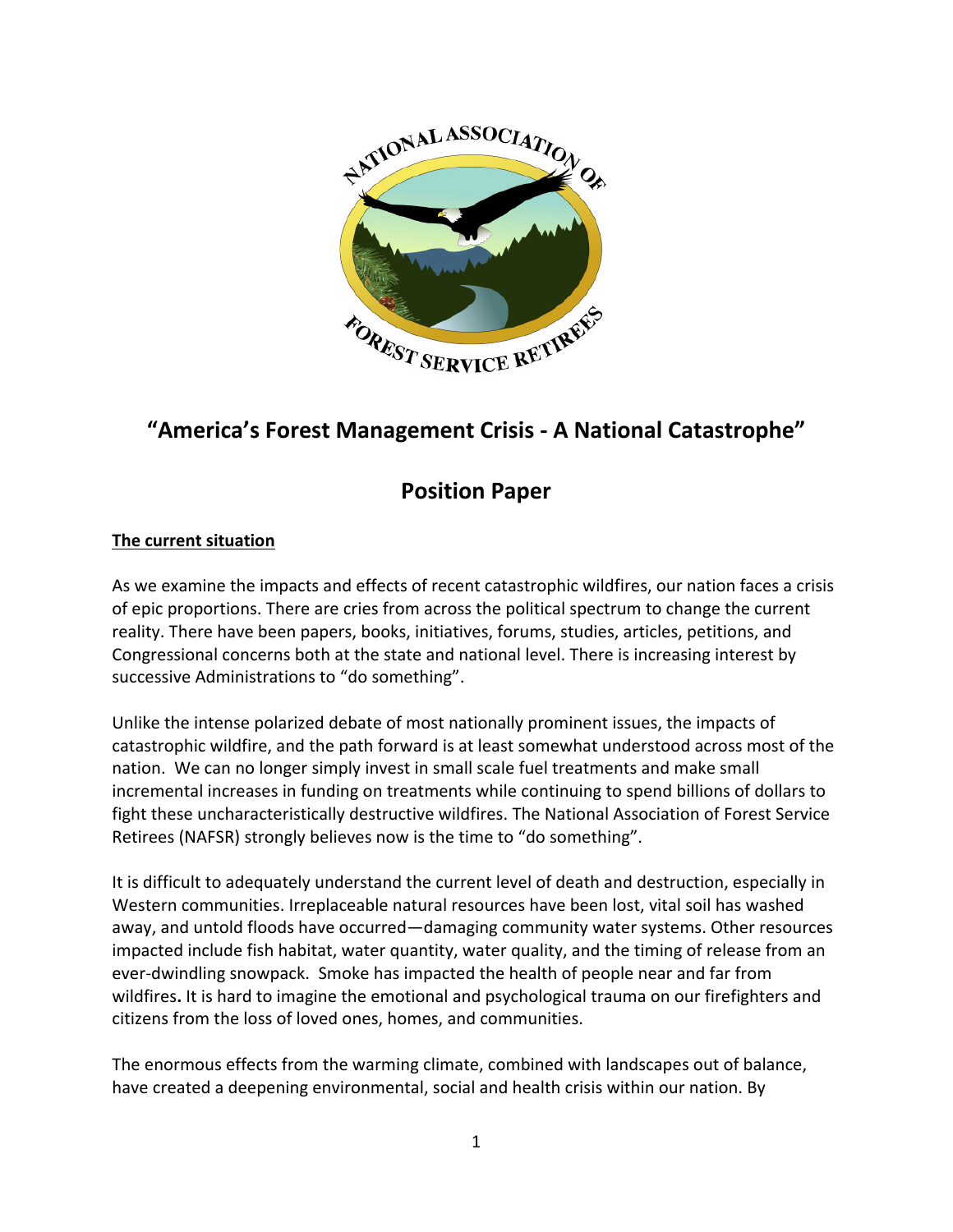# "America's Forest Management Crisis - A National Catastrophe"

## Position Paper

### The current situation

As we examine the impacts and effects of recent catastrophic wildfires, our nation faces a crisis of epic proportions. There are cries from across the political spectrum to change the current reality. There have been papers, books, initiatives, forums, studies, articles, petitions, and Congressional concerns both at the state and national level. There is increasing interest by successive Administrations to "do something".

Unlike the intense polarized debate of most nationally prominent issues, the impacts of catastrophic wildfire, and the path forward is at least somewhat understood across most of the nation. We can no longer simply invest in small scale fuel treatments and make small incremental increases in funding on treatments while continuing to spend billions of dollars to fight these uncharacteristically destructive wildfires. The National Association of Forest Service Retirees (NAFSR) strongly believes now is the time to "do something".

It is difficult to adequately understand the current level of death and destruction, especially in Western communities. Irreplaceable natural resources have been lost, vital soil has washed away, and untold floods have occurred—damaging community water systems. Other resources impacted include fish habitat, water quantity, water quality, and the timing of release from an ever-dwindling snowpack. Smoke has impacted the health of people near and far from wildfires. It is hard to imagine the emotional and psychological trauma on our firefighters and citizens from the loss of loved ones, homes, and communities.

The enormous effects from the warming climate, combined with landscapes out of balance, have created a deepening environmental, social and health crisis within our nation. By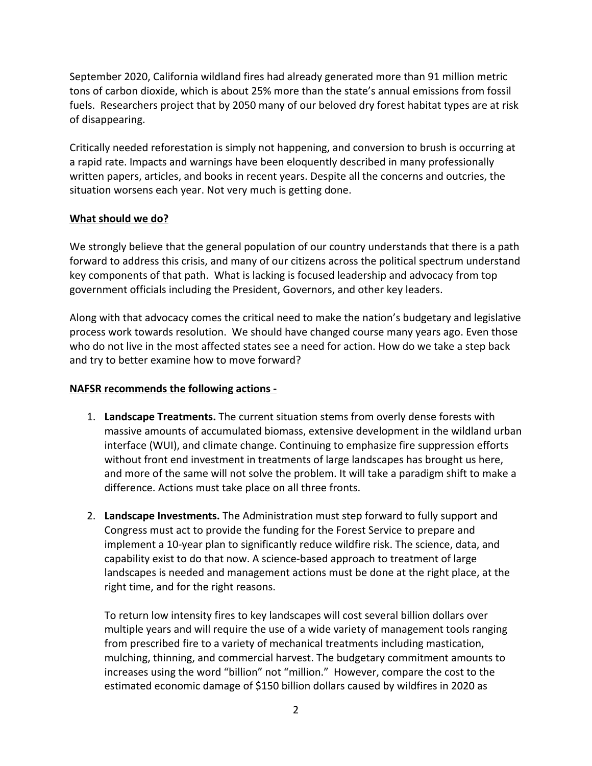September 2020, California wildland fires had already generated more than 91 million metric tons of carbon dioxide, which is about 25% more than the state's annual emissions from fossil fuels. Researchers project that by 2050 many of our beloved dry forest habitat types are at risk of disappearing.

Critically needed reforestation is simply not happening, and conversion to brush is occurring at a rapid rate. Impacts and warnings have been eloquently described in many professionally written papers, articles, and books in recent years. Despite all the concerns and outcries, the situation worsens each year. Not very much is getting done.

**<u>What should we do?</u>**

We strongly believe that the general population of our country understands that there is a path forward to address this crisis, and many of our citizens across the political spectrum understand key components of that path. What is lacking is focused leadership and advocacy from top government officials including the President, Governors, and other key leaders.

Along with that advocacy comes the critical need to make the nation's budgetary and legislative process work towards resolution. We should have changed course many years ago. Even those who do not live in the most affected states see a need for action. How do we take a step back and try to better examine how to move forward?

**<u>NAFSR recommends the following actions -</u>**

1. **Landscape Treatments.** The current situation stems from overly dense forests with massive amounts of accumulated biomass, extensive development in the wildland urban interface (WUI), and climate change. Continuing to emphasize fire suppression efforts without front end investment in treatments of large landscapes has brought us here, and more of the same will not solve the problem. It will take a paradigm shift to make a difference. Actions must take place on all three fronts.

2. **Landscape Investments.** The Administration must step forward to fully support and Congress must act to provide the funding for the Forest Service to prepare and implement a 10-year plan to significantly reduce wildfire risk. The science, data, and capability exist to do that now. A science-based approach to treatment of large landscapes is needed and management actions must be done at the right place, at the right time, and for the right reasons.

   To return low intensity fires to key landscapes will cost several billion dollars over multiple years and will require the use of a wide variety of management tools ranging from prescribed fire to a variety of mechanical treatments including mastication, mulching, thinning, and commercial harvest. The budgetary commitment amounts to increases using the word "billion" not "million." However, compare the cost to the estimated economic damage of $150 billion dollars caused by wildfires in 2020 as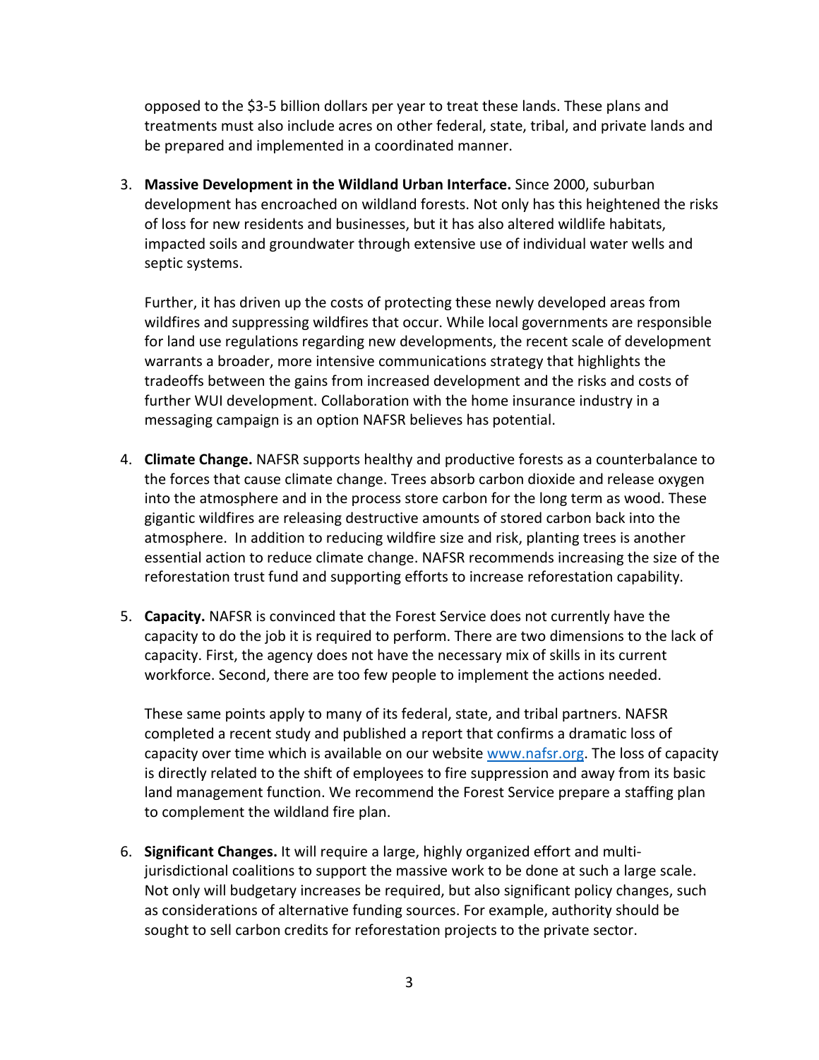opposed to the $3-5 billion dollars per year to treat these lands. These plans and treatments must also include acres on other federal, state, tribal, and private lands and be prepared and implemented in a coordinated manner.

3. **Massive Development in the Wildland Urban Interface.** Since 2000, suburban development has encroached on wildland forests. Not only has this heightened the risks of loss for new residents and businesses, but it has also altered wildlife habitats, impacted soils and groundwater through extensive use of individual water wells and septic systems.

   Further, it has driven up the costs of protecting these newly developed areas from wildfires and suppressing wildfires that occur. While local governments are responsible for land use regulations regarding new developments, the recent scale of development warrants a broader, more intensive communications strategy that highlights the tradeoffs between the gains from increased development and the risks and costs of further WUI development. Collaboration with the home insurance industry in a messaging campaign is an option NAFSR believes has potential.

4. **Climate Change.** NAFSR supports healthy and productive forests as a counterbalance to the forces that cause climate change. Trees absorb carbon dioxide and release oxygen into the atmosphere and in the process store carbon for the long term as wood. These gigantic wildfires are releasing destructive amounts of stored carbon back into the atmosphere. In addition to reducing wildfire size and risk, planting trees is another essential action to reduce climate change. NAFSR recommends increasing the size of the reforestation trust fund and supporting efforts to increase reforestation capability.

5. **Capacity.** NAFSR is convinced that the Forest Service does not currently have the capacity to do the job it is required to perform. There are two dimensions to the lack of capacity. First, the agency does not have the necessary mix of skills in its current workforce. Second, there are too few people to implement the actions needed.

   These same points apply to many of its federal, state, and tribal partners. NAFSR completed a recent study and published a report that confirms a dramatic loss of capacity over time which is available on our website www.nafsr.org. The loss of capacity is directly related to the shift of employees to fire suppression and away from its basic land management function. We recommend the Forest Service prepare a staffing plan to complement the wildland fire plan.

6. **Significant Changes.** It will require a large, highly organized effort and multi-jurisdictional coalitions to support the massive work to be done at such a large scale. Not only will budgetary increases be required, but also significant policy changes, such as considerations of alternative funding sources. For example, authority should be sought to sell carbon credits for reforestation projects to the private sector.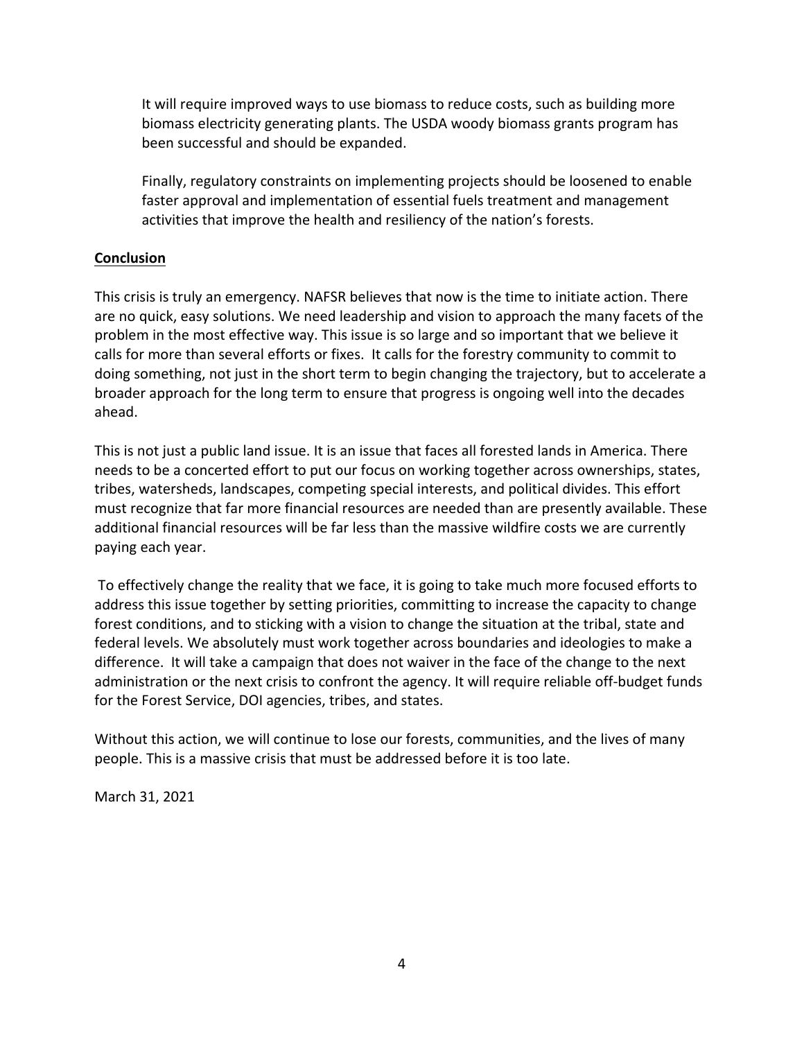It will require improved ways to use biomass to reduce costs, such as building more biomass electricity generating plants. The USDA woody biomass grants program has been successful and should be expanded.

Finally, regulatory constraints on implementing projects should be loosened to enable faster approval and implementation of essential fuels treatment and management activities that improve the health and resiliency of the nation's forests.

## Conclusion

This crisis is truly an emergency. NAFSR believes that now is the time to initiate action. There are no quick, easy solutions. We need leadership and vision to approach the many facets of the problem in the most effective way. This issue is so large and so important that we believe it calls for more than several efforts or fixes. It calls for the forestry community to commit to doing something, not just in the short term to begin changing the trajectory, but to accelerate a broader approach for the long term to ensure that progress is ongoing well into the decades ahead.

This is not just a public land issue. It is an issue that faces all forested lands in America. There needs to be a concerted effort to put our focus on working together across ownerships, states, tribes, watersheds, landscapes, competing special interests, and political divides. This effort must recognize that far more financial resources are needed than are presently available. These additional financial resources will be far less than the massive wildfire costs we are currently paying each year.

To effectively change the reality that we face, it is going to take much more focused efforts to address this issue together by setting priorities, committing to increase the capacity to change forest conditions, and to sticking with a vision to change the situation at the tribal, state and federal levels. We absolutely must work together across boundaries and ideologies to make a difference. It will take a campaign that does not waiver in the face of the change to the next administration or the next crisis to confront the agency. It will require reliable off-budget funds for the Forest Service, DOI agencies, tribes, and states.

Without this action, we will continue to lose our forests, communities, and the lives of many people. This is a massive crisis that must be addressed before it is too late.

March 31, 2021